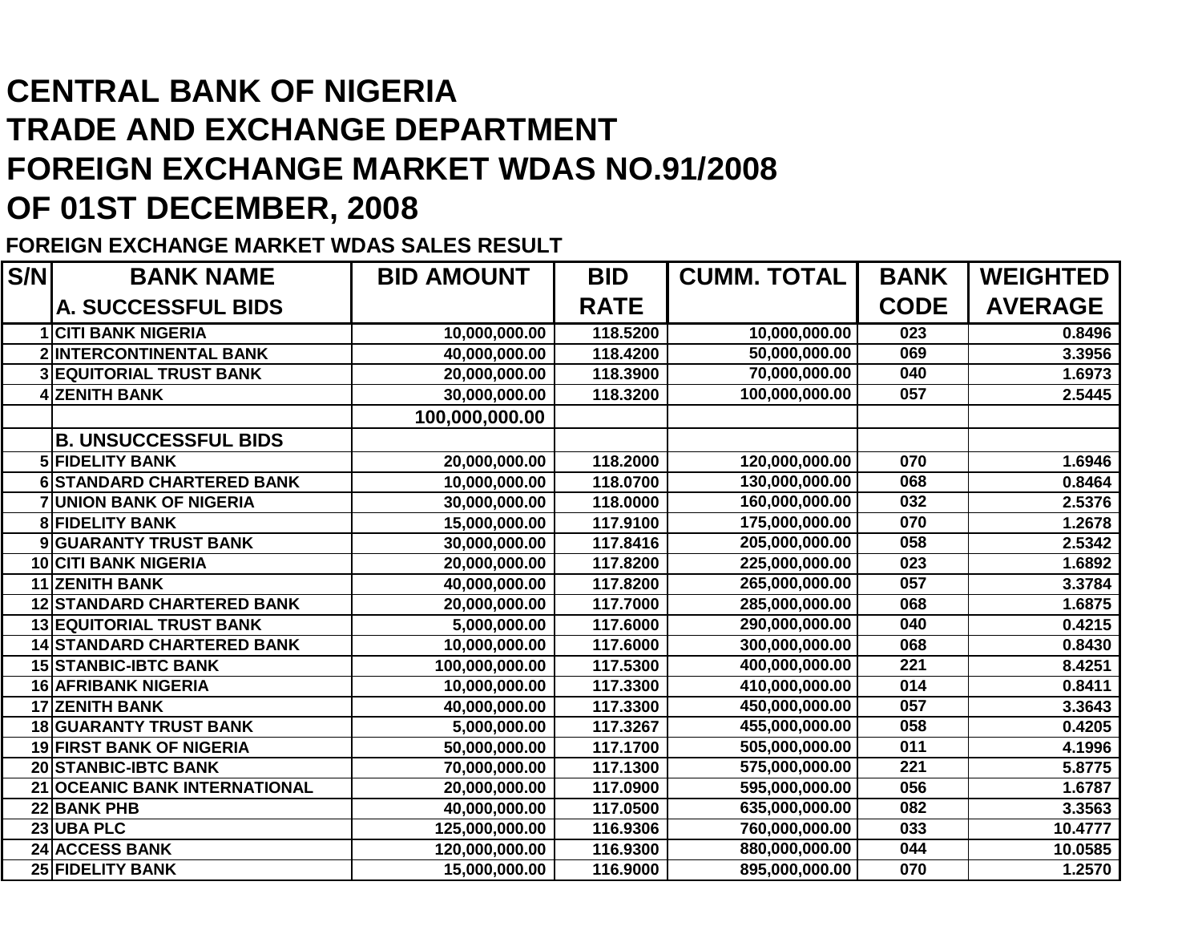# CENTRAL BANK OF NIGERIA
# TRADE AND EXCHANGE DEPARTMENT
# FOREIGN EXCHANGE MARKET WDAS NO.91/2008
# OF 01ST DECEMBER, 2008

**FOREIGN EXCHANGE MARKET WDAS SALES RESULT**

| S/N | BANK NAME | BID AMOUNT | BID RATE | CUMM. TOTAL | BANK CODE | WEIGHTED AVERAGE |
|---|---|---|---|---|---|---|
| | **A. SUCCESSFUL BIDS** | | | | | |
| 1 | CITI BANK NIGERIA | 10,000,000.00 | 118.5200 | 10,000,000.00 | 023 | 0.8496 |
| 2 | INTERCONTINENTAL BANK | 40,000,000.00 | 118.4200 | 50,000,000.00 | 069 | 3.3956 |
| 3 | EQUITORIAL TRUST BANK | 20,000,000.00 | 118.3900 | 70,000,000.00 | 040 | 1.6973 |
| 4 | ZENITH BANK | 30,000,000.00 | 118.3200 | 100,000,000.00 | 057 | 2.5445 |
| | | 100,000,000.00 | | | | |
| | **B. UNSUCCESSFUL BIDS** | | | | | |
| 5 | FIDELITY BANK | 20,000,000.00 | 118.2000 | 120,000,000.00 | 070 | 1.6946 |
| 6 | STANDARD CHARTERED BANK | 10,000,000.00 | 118.0700 | 130,000,000.00 | 068 | 0.8464 |
| 7 | UNION BANK OF NIGERIA | 30,000,000.00 | 118.0000 | 160,000,000.00 | 032 | 2.5376 |
| 8 | FIDELITY BANK | 15,000,000.00 | 117.9100 | 175,000,000.00 | 070 | 1.2678 |
| 9 | GUARANTY TRUST BANK | 30,000,000.00 | 117.8416 | 205,000,000.00 | 058 | 2.5342 |
| 10 | CITI BANK NIGERIA | 20,000,000.00 | 117.8200 | 225,000,000.00 | 023 | 1.6892 |
| 11 | ZENITH BANK | 40,000,000.00 | 117.8200 | 265,000,000.00 | 057 | 3.3784 |
| 12 | STANDARD CHARTERED BANK | 20,000,000.00 | 117.7000 | 285,000,000.00 | 068 | 1.6875 |
| 13 | EQUITORIAL TRUST BANK | 5,000,000.00 | 117.6000 | 290,000,000.00 | 040 | 0.4215 |
| 14 | STANDARD CHARTERED BANK | 10,000,000.00 | 117.6000 | 300,000,000.00 | 068 | 0.8430 |
| 15 | STANBIC-IBTC BANK | 100,000,000.00 | 117.5300 | 400,000,000.00 | 221 | 8.4251 |
| 16 | AFRIBANK NIGERIA | 10,000,000.00 | 117.3300 | 410,000,000.00 | 014 | 0.8411 |
| 17 | ZENITH BANK | 40,000,000.00 | 117.3300 | 450,000,000.00 | 057 | 3.3643 |
| 18 | GUARANTY TRUST BANK | 5,000,000.00 | 117.3267 | 455,000,000.00 | 058 | 0.4205 |
| 19 | FIRST BANK OF NIGERIA | 50,000,000.00 | 117.1700 | 505,000,000.00 | 011 | 4.1996 |
| 20 | STANBIC-IBTC BANK | 70,000,000.00 | 117.1300 | 575,000,000.00 | 221 | 5.8775 |
| 21 | OCEANIC BANK INTERNATIONAL | 20,000,000.00 | 117.0900 | 595,000,000.00 | 056 | 1.6787 |
| 22 | BANK PHB | 40,000,000.00 | 117.0500 | 635,000,000.00 | 082 | 3.3563 |
| 23 | UBA PLC | 125,000,000.00 | 116.9306 | 760,000,000.00 | 033 | 10.4777 |
| 24 | ACCESS BANK | 120,000,000.00 | 116.9300 | 880,000,000.00 | 044 | 10.0585 |
| 25 | FIDELITY BANK | 15,000,000.00 | 116.9000 | 895,000,000.00 | 070 | 1.2570 |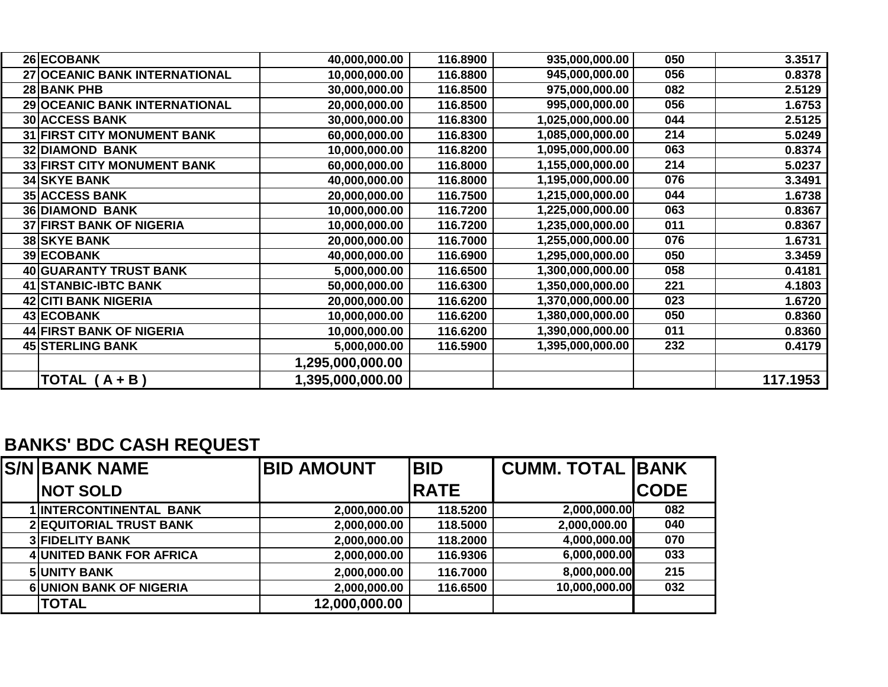| | | | | | | |
|---|---|---|---|---|---|---|
| 26 | ECOBANK | 40,000,000.00 | 116.8900 | 935,000,000.00 | 050 | 3.3517 |
| 27 | OCEANIC BANK INTERNATIONAL | 10,000,000.00 | 116.8800 | 945,000,000.00 | 056 | 0.8378 |
| 28 | BANK PHB | 30,000,000.00 | 116.8500 | 975,000,000.00 | 082 | 2.5129 |
| 29 | OCEANIC BANK INTERNATIONAL | 20,000,000.00 | 116.8500 | 995,000,000.00 | 056 | 1.6753 |
| 30 | ACCESS BANK | 30,000,000.00 | 116.8300 | 1,025,000,000.00 | 044 | 2.5125 |
| 31 | FIRST CITY MONUMENT BANK | 60,000,000.00 | 116.8300 | 1,085,000,000.00 | 214 | 5.0249 |
| 32 | DIAMOND BANK | 10,000,000.00 | 116.8200 | 1,095,000,000.00 | 063 | 0.8374 |
| 33 | FIRST CITY MONUMENT BANK | 60,000,000.00 | 116.8000 | 1,155,000,000.00 | 214 | 5.0237 |
| 34 | SKYE BANK | 40,000,000.00 | 116.8000 | 1,195,000,000.00 | 076 | 3.3491 |
| 35 | ACCESS BANK | 20,000,000.00 | 116.7500 | 1,215,000,000.00 | 044 | 1.6738 |
| 36 | DIAMOND BANK | 10,000,000.00 | 116.7200 | 1,225,000,000.00 | 063 | 0.8367 |
| 37 | FIRST BANK OF NIGERIA | 10,000,000.00 | 116.7200 | 1,235,000,000.00 | 011 | 0.8367 |
| 38 | SKYE BANK | 20,000,000.00 | 116.7000 | 1,255,000,000.00 | 076 | 1.6731 |
| 39 | ECOBANK | 40,000,000.00 | 116.6900 | 1,295,000,000.00 | 050 | 3.3459 |
| 40 | GUARANTY TRUST BANK | 5,000,000.00 | 116.6500 | 1,300,000,000.00 | 058 | 0.4181 |
| 41 | STANBIC-IBTC BANK | 50,000,000.00 | 116.6300 | 1,350,000,000.00 | 221 | 4.1803 |
| 42 | CITI BANK NIGERIA | 20,000,000.00 | 116.6200 | 1,370,000,000.00 | 023 | 1.6720 |
| 43 | ECOBANK | 10,000,000.00 | 116.6200 | 1,380,000,000.00 | 050 | 0.8360 |
| 44 | FIRST BANK OF NIGERIA | 10,000,000.00 | 116.6200 | 1,390,000,000.00 | 011 | 0.8360 |
| 45 | STERLING BANK | 5,000,000.00 | 116.5900 | 1,395,000,000.00 | 232 | 0.4179 |
| | | 1,295,000,000.00 | | | | |
| | TOTAL ( A + B ) | 1,395,000,000.00 | | | | 117.1953 |

## BANKS' BDC CASH REQUEST

| S/N | BANK NAME NOT SOLD | BID AMOUNT | BID RATE | CUMM. TOTAL | BANK CODE |
|---|---|---|---|---|---|
| 1 | INTERCONTINENTAL BANK | 2,000,000.00 | 118.5200 | 2,000,000.00 | 082 |
| 2 | EQUITORIAL TRUST BANK | 2,000,000.00 | 118.5000 | 2,000,000.00 | 040 |
| 3 | FIDELITY BANK | 2,000,000.00 | 118.2000 | 4,000,000.00 | 070 |
| 4 | UNITED BANK FOR AFRICA | 2,000,000.00 | 116.9306 | 6,000,000.00 | 033 |
| 5 | UNITY BANK | 2,000,000.00 | 116.7000 | 8,000,000.00 | 215 |
| 6 | UNION BANK OF NIGERIA | 2,000,000.00 | 116.6500 | 10,000,000.00 | 032 |
| | TOTAL | 12,000,000.00 | | | |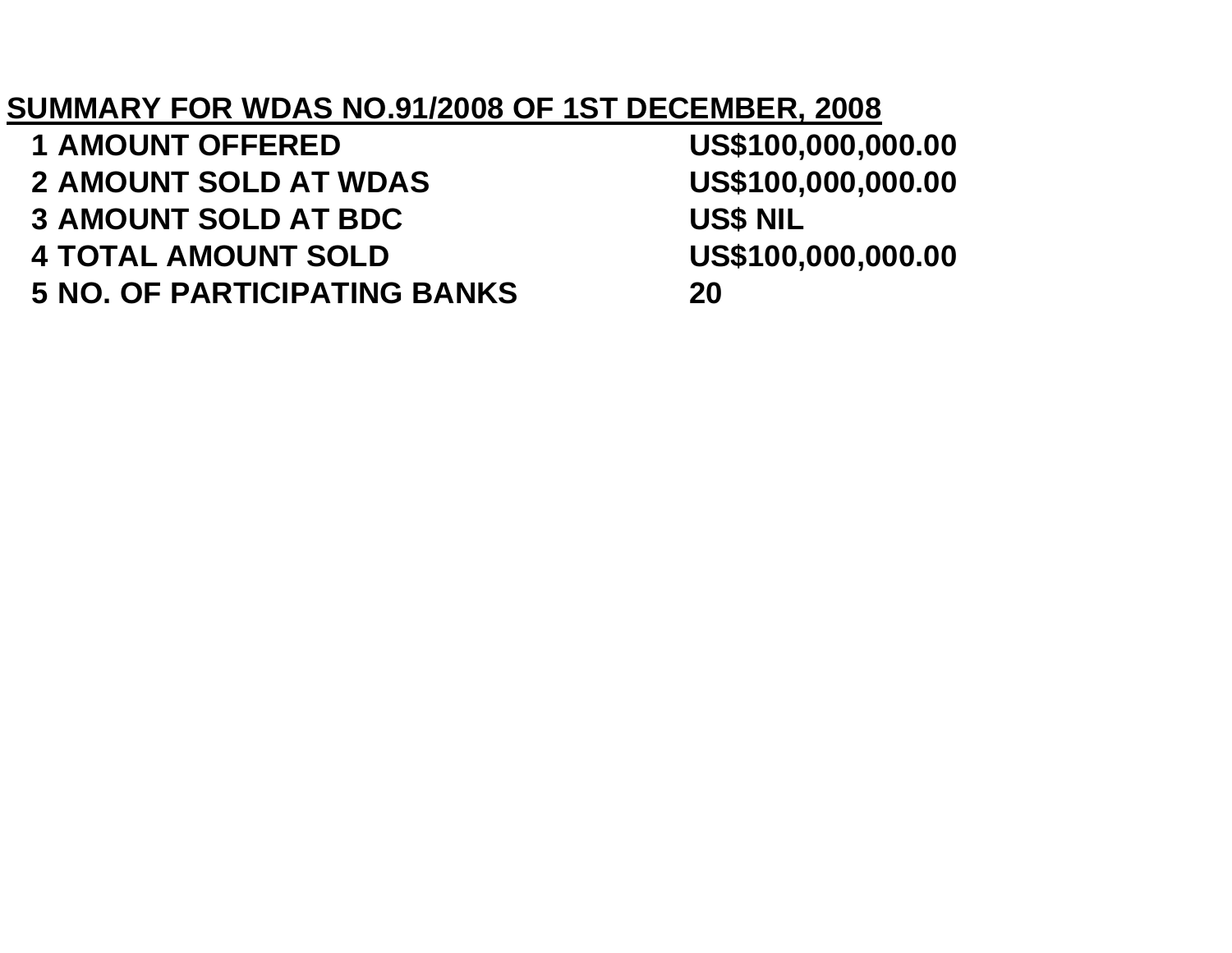**SUMMARY FOR WDAS NO.91/2008 OF 1ST DECEMBER, 2008**

| | | |
|---|---|---|
| 1 | AMOUNT OFFERED | US$100,000,000.00 |
| 2 | AMOUNT SOLD AT WDAS | US$100,000,000.00 |
| 3 | AMOUNT SOLD AT BDC | US$ NIL |
| 4 | TOTAL AMOUNT SOLD | US$100,000,000.00 |
| 5 | NO. OF PARTICIPATING BANKS | 20 |